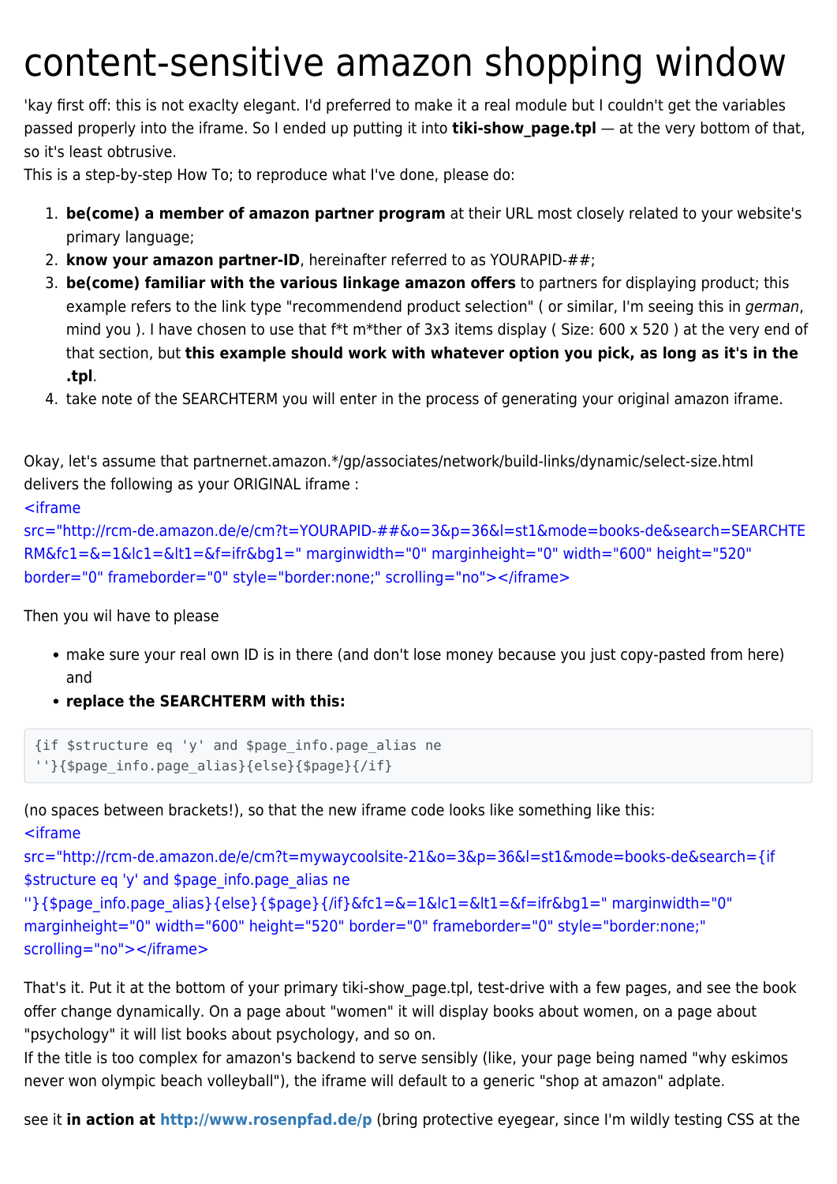# content-sensitive amazon shopping window

'kay first off: this is not exaclty elegant. I'd preferred to make it a real module but I couldn't get the variables passed properly into the iframe. So I ended up putting it into **tiki-show_page.tpl** — at the very bottom of that, so it's least obtrusive.

This is a step-by-step How To; to reproduce what I've done, please do:

1. **be(come) a member of amazon partner program** at their URL most closely related to your website's primary language;
2. **know your amazon partner-ID**, hereinafter referred to as YOURAPID-##;
3. **be(come) familiar with the various linkage amazon offers** to partners for displaying product; this example refers to the link type "recommendend product selection" ( or similar, I'm seeing this in *german*, mind you ). I have chosen to use that f*t m*ther of 3x3 items display ( Size: 600 x 520 ) at the very end of that section, but **this example should work with whatever option you pick, as long as it's in the .tpl**.
4. take note of the SEARCHTERM you will enter in the process of generating your original amazon iframe.

Okay, let's assume that partnernet.amazon.*/gp/associates/network/build-links/dynamic/select-size.html delivers the following as your ORIGINAL iframe :

<iframe src="http://rcm-de.amazon.de/e/cm?t=YOURAPID-##&o=3&p=36&l=st1&mode=books-de&search=SEARCHTERM&fc1=&=1&lc1=&lt1=&f=ifr&bg1=" marginwidth="0" marginheight="0" width="600" height="520" border="0" frameborder="0" style="border:none;" scrolling="no"></iframe>

Then you wil have to please

- make sure your real own ID is in there (and don't lose money because you just copy-pasted from here) and
- **replace the SEARCHTERM with this:**

```
{if $structure eq 'y' and $page_info.page_alias ne
''}{$page_info.page_alias}{else}{$page}{/if}
```

(no spaces between brackets!), so that the new iframe code looks like something like this:

<iframe src="http://rcm-de.amazon.de/e/cm?t=mywaycoolsite-21&o=3&p=36&l=st1&mode=books-de&search={if $structure eq 'y' and $page_info.page_alias ne ''}{$page_info.page_alias}{else}{$page}{/if}&fc1=&=1&lc1=&lt1=&f=ifr&bg1=" marginwidth="0" marginheight="0" width="600" height="520" border="0" frameborder="0" style="border:none;" scrolling="no"></iframe>

That's it. Put it at the bottom of your primary tiki-show_page.tpl, test-drive with a few pages, and see the book offer change dynamically. On a page about "women" it will display books about women, on a page about "psychology" it will list books about psychology, and so on.

If the title is too complex for amazon's backend to serve sensibly (like, your page being named "why eskimos never won olympic beach volleyball"), the iframe will default to a generic "shop at amazon" adplate.

see it **in action at http://www.rosenpfad.de/p** (bring protective eyegear, since I'm wildly testing CSS at the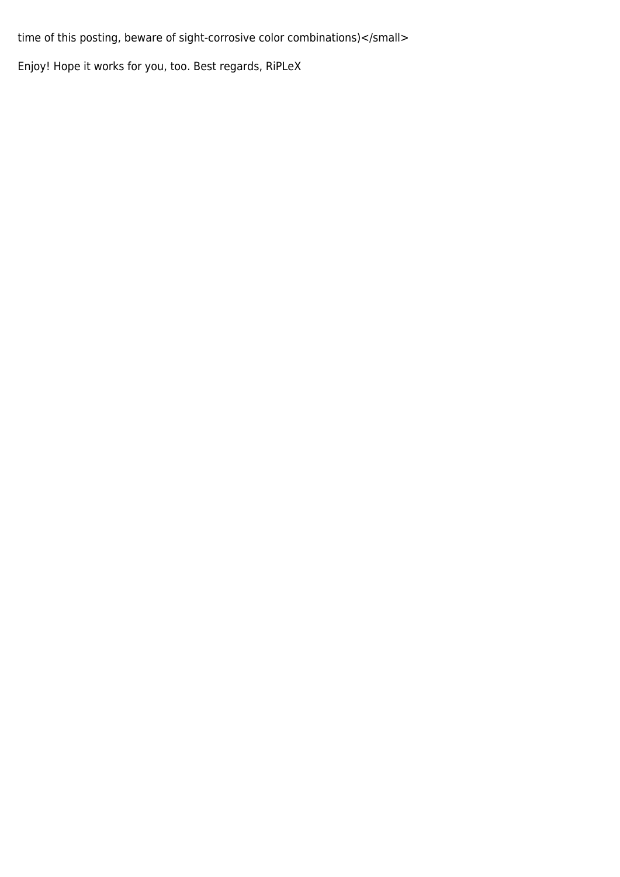time of this posting, beware of sight-corrosive color combinations)</small>

Enjoy! Hope it works for you, too. Best regards, RiPLeX